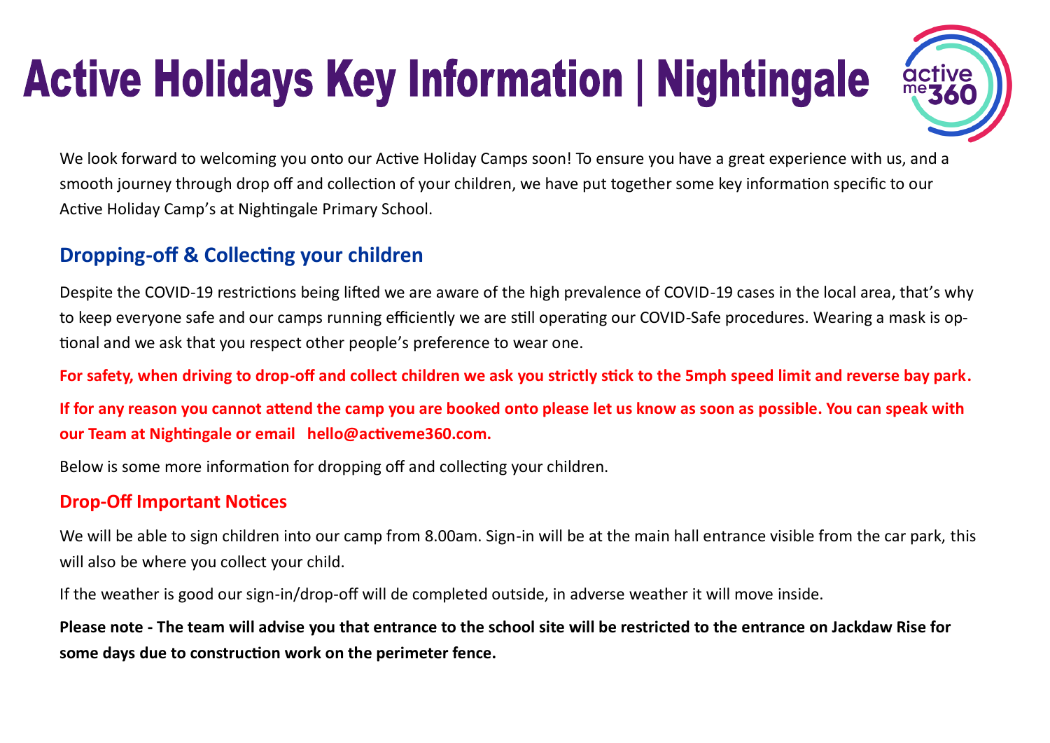# Active Holidays Key Information | Nightingale

We look forward to welcoming you onto our Active Holiday Camps soon! To ensure you have a great experience with us, and a smooth journey through drop off and collection of your children, we have put together some key information specific to our Active Holiday Camp's at Nightingale Primary School.

## Dropping-off & Collecting your children

Despite the COVID-19 restrictions being lifted we are aware of the high prevalence of COVID-19 cases in the local area, that's why to keep everyone safe and our camps running efficiently we are still operating our COVID-Safe procedures. Wearing a mask is optional and we ask that you respect other people's preference to wear one.

**For safety, when driving to drop-off and collect children we ask you strictly stick to the 5mph speed limit and reverse bay park.**

**If for any reason you cannot attend the camp you are booked onto please let us know as soon as possible. You can speak with our Team at Nightingale or email hello@activeme360.com.**

Below is some more information for dropping off and collecting your children.

### Drop-Off Important Notices

We will be able to sign children into our camp from 8.00am. Sign-in will be at the main hall entrance visible from the car park, this will also be where you collect your child.

If the weather is good our sign-in/drop-off will de completed outside, in adverse weather it will move inside.

**Please note - The team will advise you that entrance to the school site will be restricted to the entrance on Jackdaw Rise for some days due to construction work on the perimeter fence.**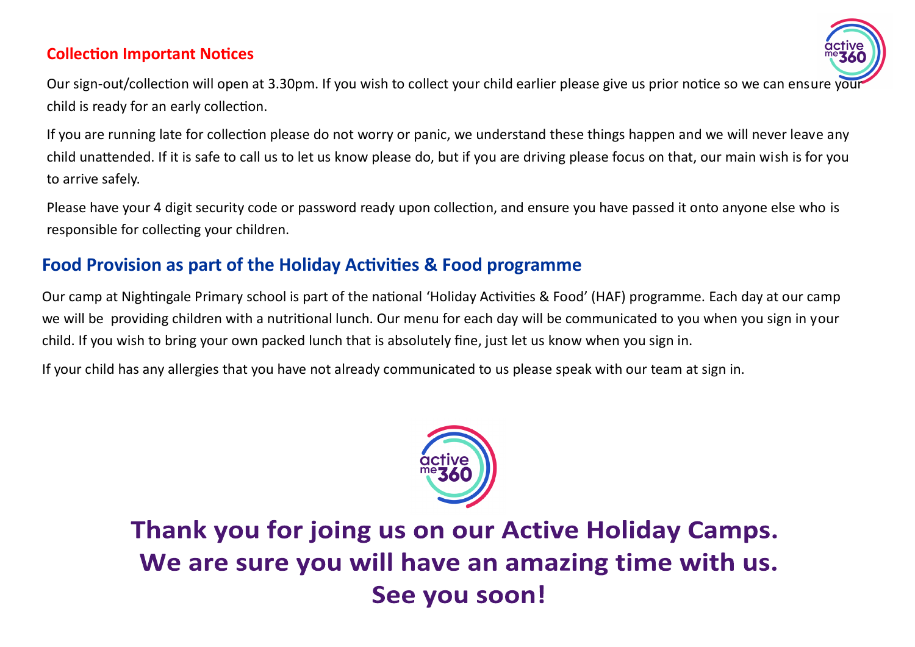## Collection Important Notices

Our sign-out/collection will open at 3.30pm. If you wish to collect your child earlier please give us prior notice so we can ensure your child is ready for an early collection.

If you are running late for collection please do not worry or panic, we understand these things happen and we will never leave any child unattended. If it is safe to call us to let us know please do, but if you are driving please focus on that, our main wish is for you to arrive safely.

Please have your 4 digit security code or password ready upon collection, and ensure you have passed it onto anyone else who is responsible for collecting your children.

## Food Provision as part of the Holiday Activities & Food programme

Our camp at Nightingale Primary school is part of the national 'Holiday Activities & Food' (HAF) programme. Each day at our camp we will be providing children with a nutritional lunch. Our menu for each day will be communicated to you when you sign in your child. If you wish to bring your own packed lunch that is absolutely fine, just let us know when you sign in.

If your child has any allergies that you have not already communicated to us please speak with our team at sign in.

**Thank you for joing us on our Active Holiday Camps.**
**We are sure you will have an amazing time with us.**
**See you soon!**